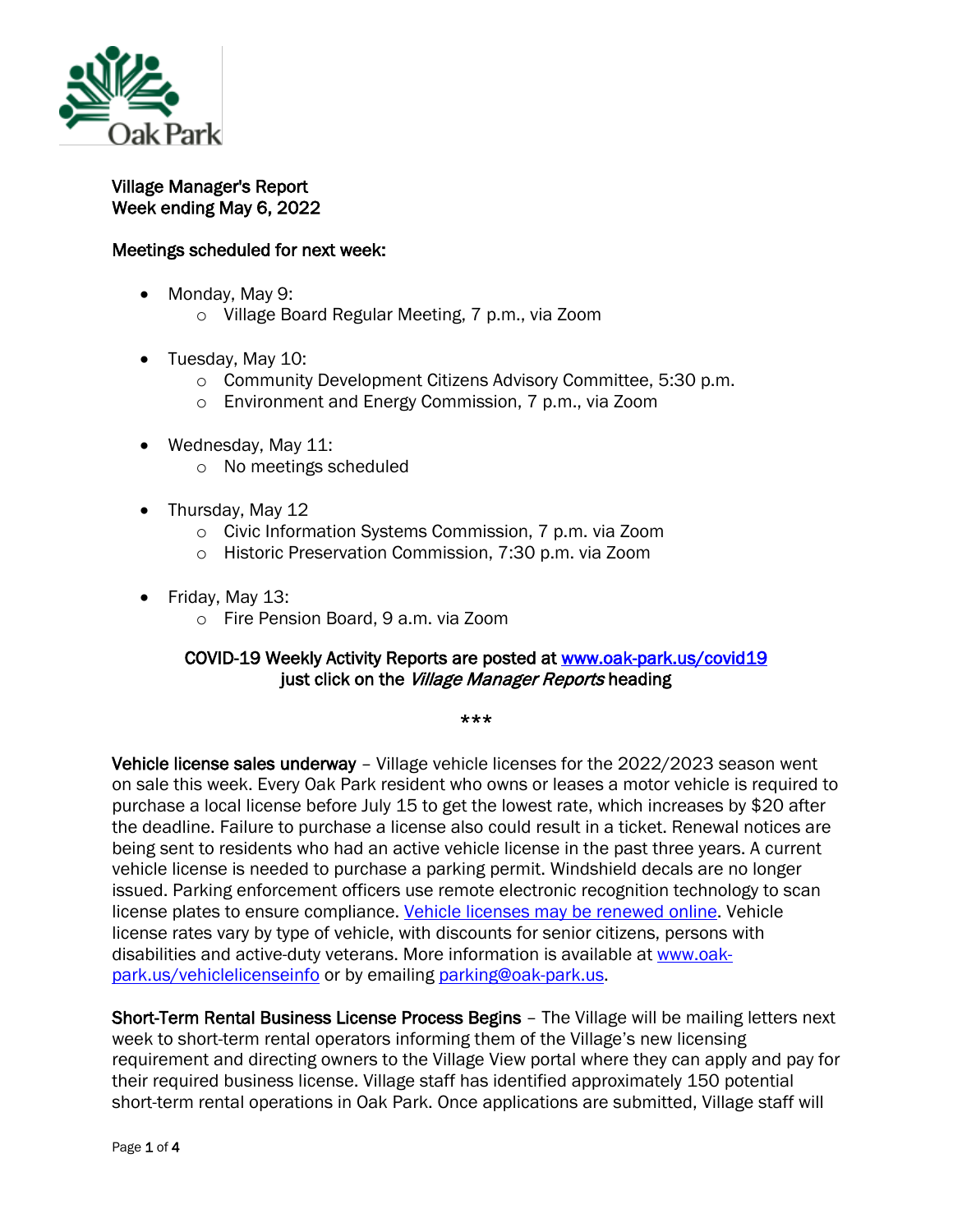Village Manager's Report
Week ending May 6, 2022

Meetings scheduled for next week:

- Monday, May 9:
    - Village Board Regular Meeting, 7 p.m., via Zoom

- Tuesday, May 10:
    - Community Development Citizens Advisory Committee, 5:30 p.m.
    - Environment and Energy Commission, 7 p.m., via Zoom

- Wednesday, May 11:
    - No meetings scheduled

- Thursday, May 12
    - Civic Information Systems Commission, 7 p.m. via Zoom
    - Historic Preservation Commission, 7:30 p.m. via Zoom

- Friday, May 13:
    - Fire Pension Board, 9 a.m. via Zoom

COVID-19 Weekly Activity Reports are posted at [www.oak-park.us/covid19](www.oak-park.us/covid19) just click on the *Village Manager Reports* heading

***

**Vehicle license sales underway** – Village vehicle licenses for the 2022/2023 season went on sale this week. Every Oak Park resident who owns or leases a motor vehicle is required to purchase a local license before July 15 to get the lowest rate, which increases by $20 after the deadline. Failure to purchase a license also could result in a ticket. Renewal notices are being sent to residents who had an active vehicle license in the past three years. A current vehicle license is needed to purchase a parking permit. Windshield decals are no longer issued. Parking enforcement officers use remote electronic recognition technology to scan license plates to ensure compliance. Vehicle licenses may be renewed online. Vehicle license rates vary by type of vehicle, with discounts for senior citizens, persons with disabilities and active-duty veterans. More information is available at [www.oak-park.us/vehiclelicenseinfo](www.oak-park.us/vehiclelicenseinfo) or by emailing [parking@oak-park.us](mailto:parking@oak-park.us).

**Short-Term Rental Business License Process Begins** – The Village will be mailing letters next week to short-term rental operators informing them of the Village's new licensing requirement and directing owners to the Village View portal where they can apply and pay for their required business license. Village staff has identified approximately 150 potential short-term rental operations in Oak Park. Once applications are submitted, Village staff will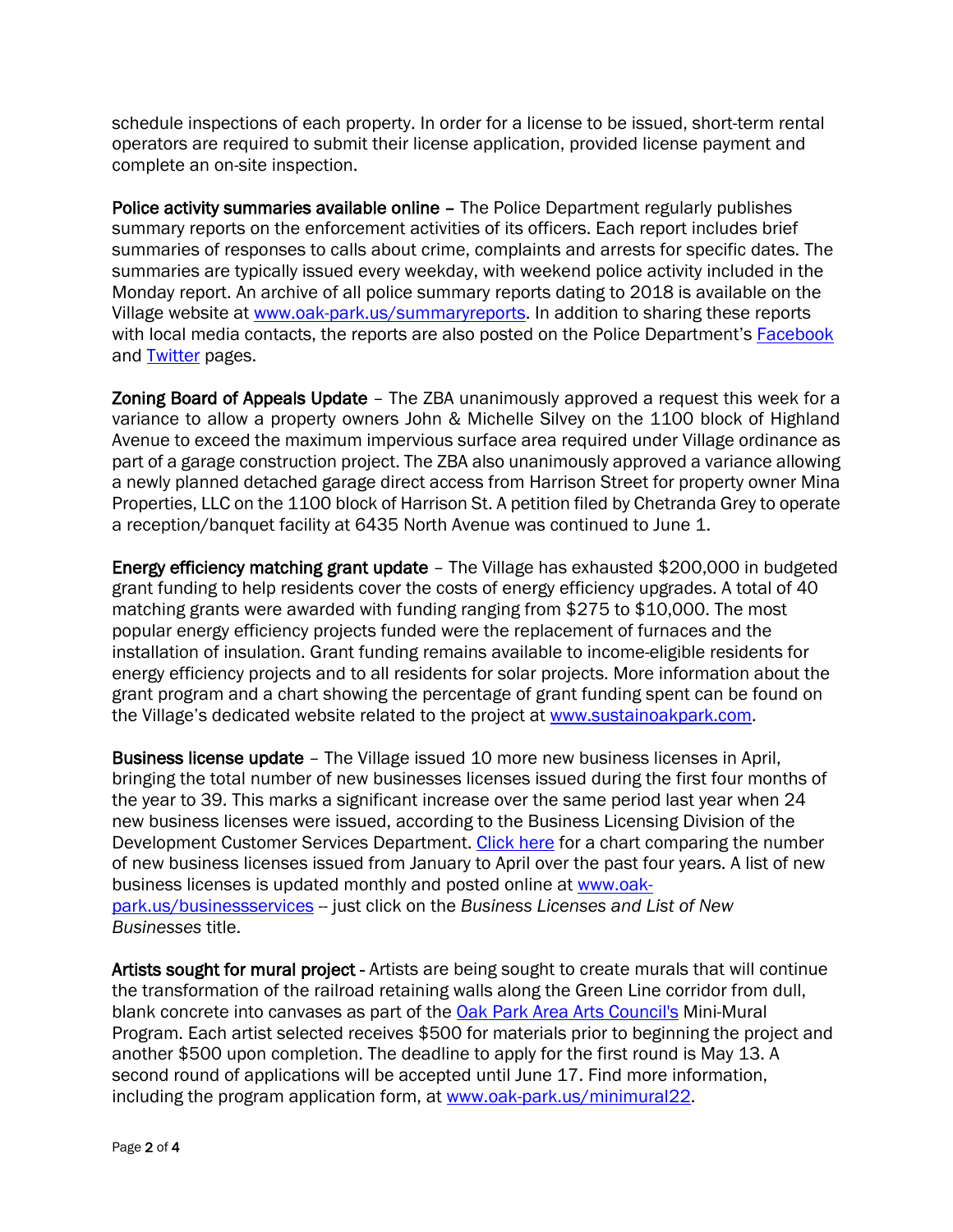schedule inspections of each property. In order for a license to be issued, short-term rental operators are required to submit their license application, provided license payment and complete an on-site inspection.

**Police activity summaries available online** – The Police Department regularly publishes summary reports on the enforcement activities of its officers. Each report includes brief summaries of responses to calls about crime, complaints and arrests for specific dates. The summaries are typically issued every weekday, with weekend police activity included in the Monday report. An archive of all police summary reports dating to 2018 is available on the Village website at [www.oak-park.us/summaryreports](www.oak-park.us/summaryreports). In addition to sharing these reports with local media contacts, the reports are also posted on the Police Department's Facebook and Twitter pages.

**Zoning Board of Appeals Update** – The ZBA unanimously approved a request this week for a variance to allow a property owners John & Michelle Silvey on the 1100 block of Highland Avenue to exceed the maximum impervious surface area required under Village ordinance as part of a garage construction project. The ZBA also unanimously approved a variance allowing a newly planned detached garage direct access from Harrison Street for property owner Mina Properties, LLC on the 1100 block of Harrison St. A petition filed by Chetranda Grey to operate a reception/banquet facility at 6435 North Avenue was continued to June 1.

**Energy efficiency matching grant update** – The Village has exhausted $200,000 in budgeted grant funding to help residents cover the costs of energy efficiency upgrades. A total of 40 matching grants were awarded with funding ranging from $275 to $10,000. The most popular energy efficiency projects funded were the replacement of furnaces and the installation of insulation. Grant funding remains available to income-eligible residents for energy efficiency projects and to all residents for solar projects. More information about the grant program and a chart showing the percentage of grant funding spent can be found on the Village's dedicated website related to the project at [www.sustainoakpark.com](www.sustainoakpark.com).

**Business license update** – The Village issued 10 more new business licenses in April, bringing the total number of new businesses licenses issued during the first four months of the year to 39. This marks a significant increase over the same period last year when 24 new business licenses were issued, according to the Business Licensing Division of the Development Customer Services Department. Click here for a chart comparing the number of new business licenses issued from January to April over the past four years. A list of new business licenses is updated monthly and posted online at [www.oak-park.us/businessservices](www.oak-park.us/businessservices) -- just click on the *Business Licenses and List of New Businesses* title.

**Artists sought for mural project** - Artists are being sought to create murals that will continue the transformation of the railroad retaining walls along the Green Line corridor from dull, blank concrete into canvases as part of the Oak Park Area Arts Council's Mini-Mural Program. Each artist selected receives $500 for materials prior to beginning the project and another $500 upon completion. The deadline to apply for the first round is May 13. A second round of applications will be accepted until June 17. Find more information, including the program application form, at [www.oak-park.us/minimural22](www.oak-park.us/minimural22).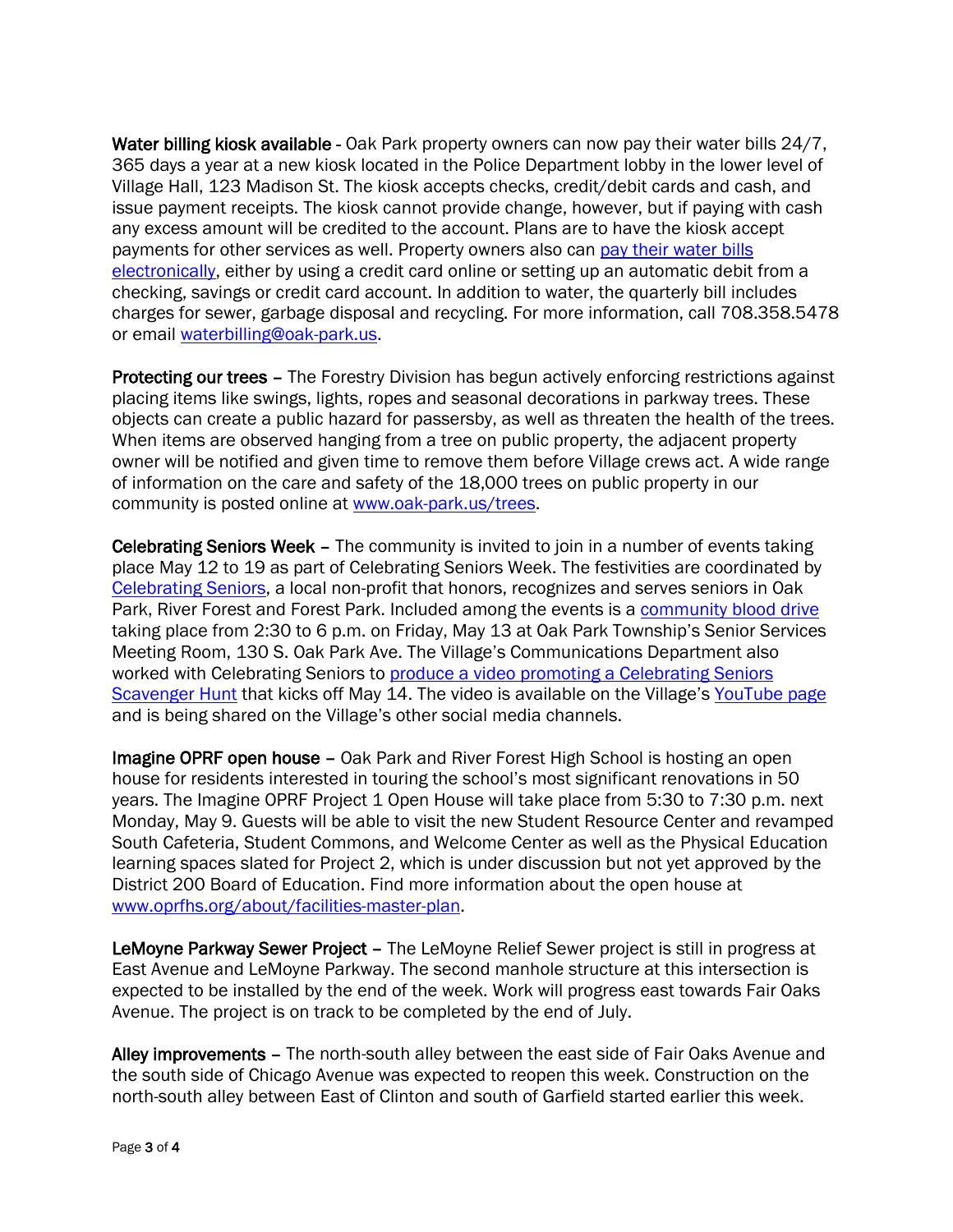**Water billing kiosk available** - Oak Park property owners can now pay their water bills 24/7, 365 days a year at a new kiosk located in the Police Department lobby in the lower level of Village Hall, 123 Madison St. The kiosk accepts checks, credit/debit cards and cash, and issue payment receipts. The kiosk cannot provide change, however, but if paying with cash any excess amount will be credited to the account. Plans are to have the kiosk accept payments for other services as well. Property owners also can pay their water bills electronically, either by using a credit card online or setting up an automatic debit from a checking, savings or credit card account. In addition to water, the quarterly bill includes charges for sewer, garbage disposal and recycling. For more information, call 708.358.5478 or email waterbilling@oak-park.us.

**Protecting our trees** – The Forestry Division has begun actively enforcing restrictions against placing items like swings, lights, ropes and seasonal decorations in parkway trees. These objects can create a public hazard for passersby, as well as threaten the health of the trees. When items are observed hanging from a tree on public property, the adjacent property owner will be notified and given time to remove them before Village crews act. A wide range of information on the care and safety of the 18,000 trees on public property in our community is posted online at www.oak-park.us/trees.

**Celebrating Seniors Week** – The community is invited to join in a number of events taking place May 12 to 19 as part of Celebrating Seniors Week. The festivities are coordinated by Celebrating Seniors, a local non-profit that honors, recognizes and serves seniors in Oak Park, River Forest and Forest Park. Included among the events is a community blood drive taking place from 2:30 to 6 p.m. on Friday, May 13 at Oak Park Township's Senior Services Meeting Room, 130 S. Oak Park Ave. The Village's Communications Department also worked with Celebrating Seniors to produce a video promoting a Celebrating Seniors Scavenger Hunt that kicks off May 14. The video is available on the Village's YouTube page and is being shared on the Village's other social media channels.

**Imagine OPRF open house** – Oak Park and River Forest High School is hosting an open house for residents interested in touring the school's most significant renovations in 50 years. The Imagine OPRF Project 1 Open House will take place from 5:30 to 7:30 p.m. next Monday, May 9. Guests will be able to visit the new Student Resource Center and revamped South Cafeteria, Student Commons, and Welcome Center as well as the Physical Education learning spaces slated for Project 2, which is under discussion but not yet approved by the District 200 Board of Education. Find more information about the open house at www.oprfhs.org/about/facilities-master-plan.

**LeMoyne Parkway Sewer Project** – The LeMoyne Relief Sewer project is still in progress at East Avenue and LeMoyne Parkway. The second manhole structure at this intersection is expected to be installed by the end of the week. Work will progress east towards Fair Oaks Avenue. The project is on track to be completed by the end of July.

**Alley improvements** – The north-south alley between the east side of Fair Oaks Avenue and the south side of Chicago Avenue was expected to reopen this week. Construction on the north-south alley between East of Clinton and south of Garfield started earlier this week.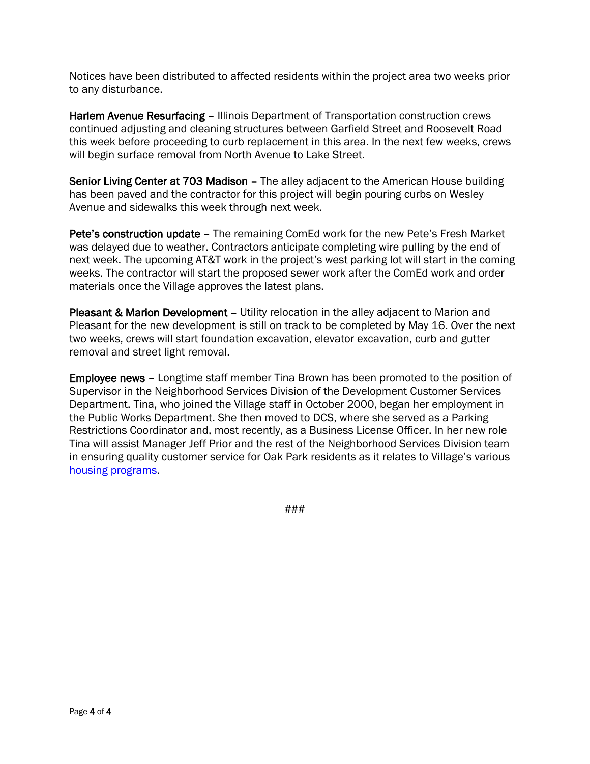Notices have been distributed to affected residents within the project area two weeks prior to any disturbance.

**Harlem Avenue Resurfacing** – Illinois Department of Transportation construction crews continued adjusting and cleaning structures between Garfield Street and Roosevelt Road this week before proceeding to curb replacement in this area. In the next few weeks, crews will begin surface removal from North Avenue to Lake Street.

**Senior Living Center at 703 Madison** – The alley adjacent to the American House building has been paved and the contractor for this project will begin pouring curbs on Wesley Avenue and sidewalks this week through next week.

**Pete's construction update** – The remaining ComEd work for the new Pete's Fresh Market was delayed due to weather. Contractors anticipate completing wire pulling by the end of next week. The upcoming AT&T work in the project's west parking lot will start in the coming weeks. The contractor will start the proposed sewer work after the ComEd work and order materials once the Village approves the latest plans.

**Pleasant & Marion Development** – Utility relocation in the alley adjacent to Marion and Pleasant for the new development is still on track to be completed by May 16. Over the next two weeks, crews will start foundation excavation, elevator excavation, curb and gutter removal and street light removal.

**Employee news** – Longtime staff member Tina Brown has been promoted to the position of Supervisor in the Neighborhood Services Division of the Development Customer Services Department. Tina, who joined the Village staff in October 2000, began her employment in the Public Works Department. She then moved to DCS, where she served as a Parking Restrictions Coordinator and, most recently, as a Business License Officer. In her new role Tina will assist Manager Jeff Prior and the rest of the Neighborhood Services Division team in ensuring quality customer service for Oak Park residents as it relates to Village's various housing programs.

###